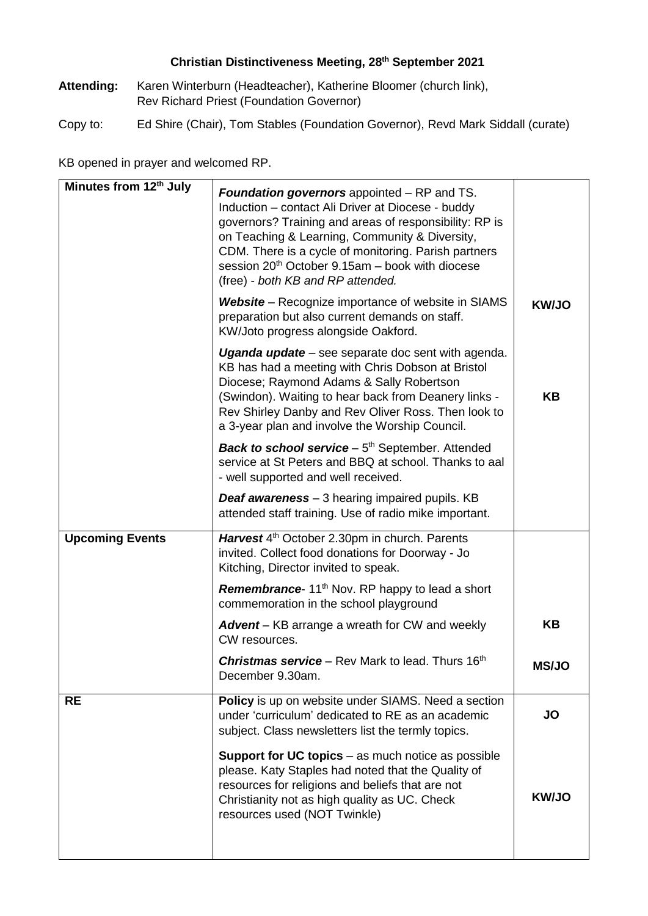# Christian Distinctiveness Meeting, 28th September 2021

**Attending:** Karen Winterburn (Headteacher), Katherine Bloomer (church link), Rev Richard Priest (Foundation Governor)

Copy to: Ed Shire (Chair), Tom Stables (Foundation Governor), Revd Mark Siddall (curate)

KB opened in prayer and welcomed RP.

| | | |
|---|---|---|
| **Minutes from 12th July** | ***Foundation governors*** appointed – RP and TS. Induction – contact Ali Driver at Diocese - buddy governors? Training and areas of responsibility: RP is on Teaching & Learning, Community & Diversity, CDM. There is a cycle of monitoring. Parish partners session 20th October 9.15am – book with diocese (free) - *both KB and RP attended.* | |
| | ***Website*** – Recognize importance of website in SIAMS preparation but also current demands on staff. KW/Joto progress alongside Oakford. | **KW/JO** |
| | ***Uganda update*** – see separate doc sent with agenda. KB has had a meeting with Chris Dobson at Bristol Diocese; Raymond Adams & Sally Robertson (Swindon). Waiting to hear back from Deanery links - Rev Shirley Danby and Rev Oliver Ross. Then look to a 3-year plan and involve the Worship Council. | **KB** |
| | ***Back to school service*** – 5th September. Attended service at St Peters and BBQ at school. Thanks to aal - well supported and well received. | |
| | ***Deaf awareness*** – 3 hearing impaired pupils. KB attended staff training. Use of radio mike important. | |
| **Upcoming Events** | ***Harvest*** 4th October 2.30pm in church. Parents invited. Collect food donations for Doorway - Jo Kitching, Director invited to speak. | |
| | ***Remembrance***- 11th Nov. RP happy to lead a short commemoration in the school playground | |
| | ***Advent*** – KB arrange a wreath for CW and weekly CW resources. | **KB** |
| | ***Christmas service*** – Rev Mark to lead. Thurs 16th December 9.30am. | **MS/JO** |
| **RE** | **Policy** is up on website under SIAMS. Need a section under 'curriculum' dedicated to RE as an academic subject. Class newsletters list the termly topics. | **JO** |
| | **Support for UC topics** – as much notice as possible please. Katy Staples had noted that the Quality of resources for religions and beliefs that are not Christianity not as high quality as UC. Check resources used (NOT Twinkle) | **KW/JO** |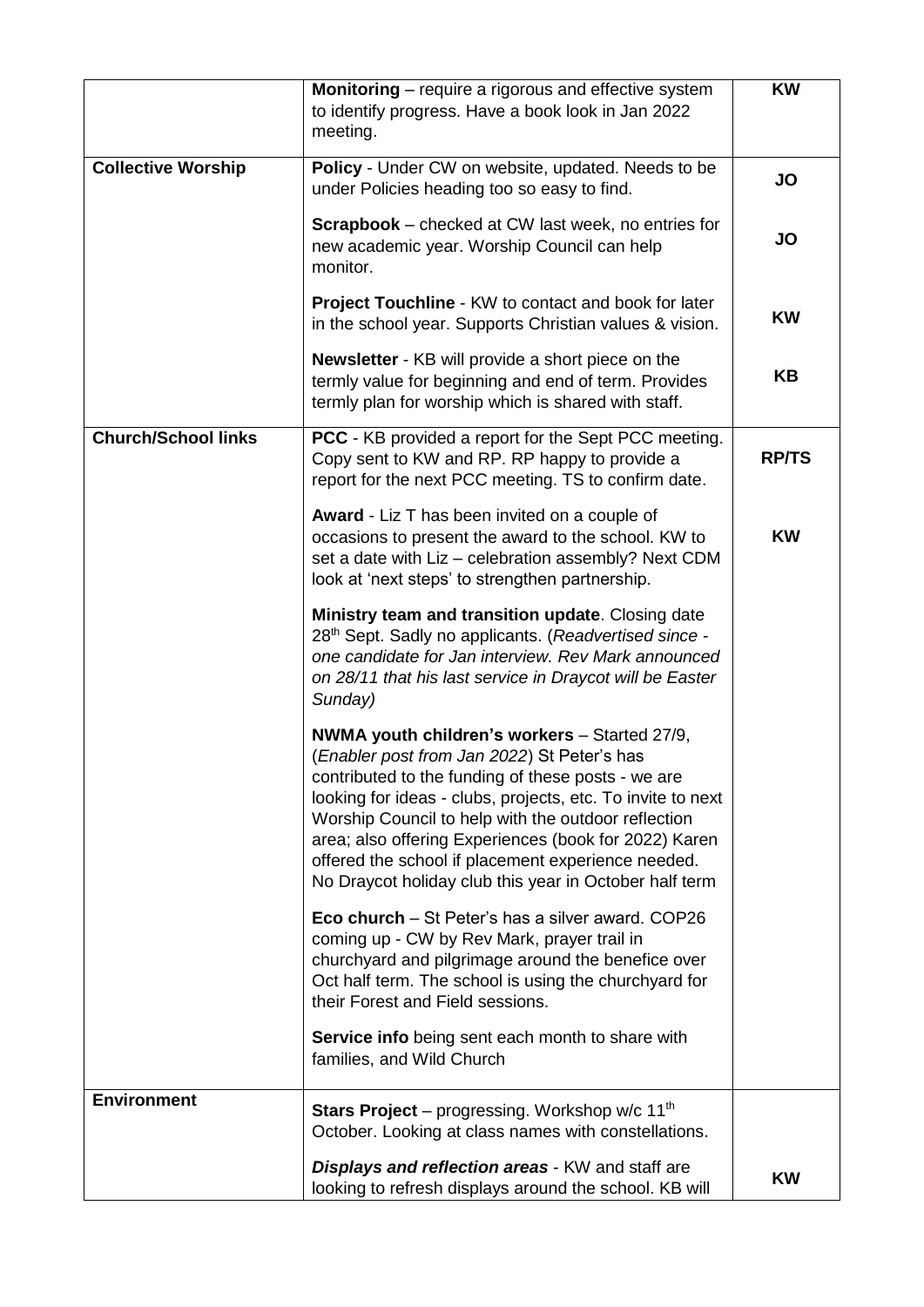| | | |
|---|---|---|
| | **Monitoring** – require a rigorous and effective system to identify progress. Have a book look in Jan 2022 meeting. | **KW** |
| **Collective Worship** | **Policy** - Under CW on website, updated. Needs to be under Policies heading too so easy to find.<br><br>**Scrapbook** – checked at CW last week, no entries for new academic year. Worship Council can help monitor.<br><br>**Project Touchline** - KW to contact and book for later in the school year. Supports Christian values & vision.<br><br>**Newsletter** - KB will provide a short piece on the termly value for beginning and end of term. Provides termly plan for worship which is shared with staff. | **JO**<br><br>**JO**<br><br>**KW**<br><br>**KB** |
| **Church/School links** | **PCC** - KB provided a report for the Sept PCC meeting. Copy sent to KW and RP. RP happy to provide a report for the next PCC meeting. TS to confirm date.<br><br>**Award** - Liz T has been invited on a couple of occasions to present the award to the school. KW to set a date with Liz – celebration assembly? Next CDM look at 'next steps' to strengthen partnership.<br><br>**Ministry team and transition update**. Closing date 28th Sept. Sadly no applicants. (*Readvertised since - one candidate for Jan interview. Rev Mark announced on 28/11 that his last service in Draycot will be Easter Sunday)*<br><br>**NWMA youth children's workers** – Started 27/9, (*Enabler post from Jan 2022*) St Peter's has contributed to the funding of these posts - we are looking for ideas - clubs, projects, etc. To invite to next Worship Council to help with the outdoor reflection area; also offering Experiences (book for 2022) Karen offered the school if placement experience needed. No Draycot holiday club this year in October half term<br><br>**Eco church** – St Peter's has a silver award. COP26 coming up - CW by Rev Mark, prayer trail in churchyard and pilgrimage around the benefice over Oct half term. The school is using the churchyard for their Forest and Field sessions.<br><br>**Service info** being sent each month to share with families, and Wild Church | **RP/TS**<br><br>**KW** |
| **Environment** | **Stars Project** – progressing. Workshop w/c 11th October. Looking at class names with constellations.<br><br>***Displays and reflection areas*** - KW and staff are looking to refresh displays around the school. KB will | <br><br>**KW** |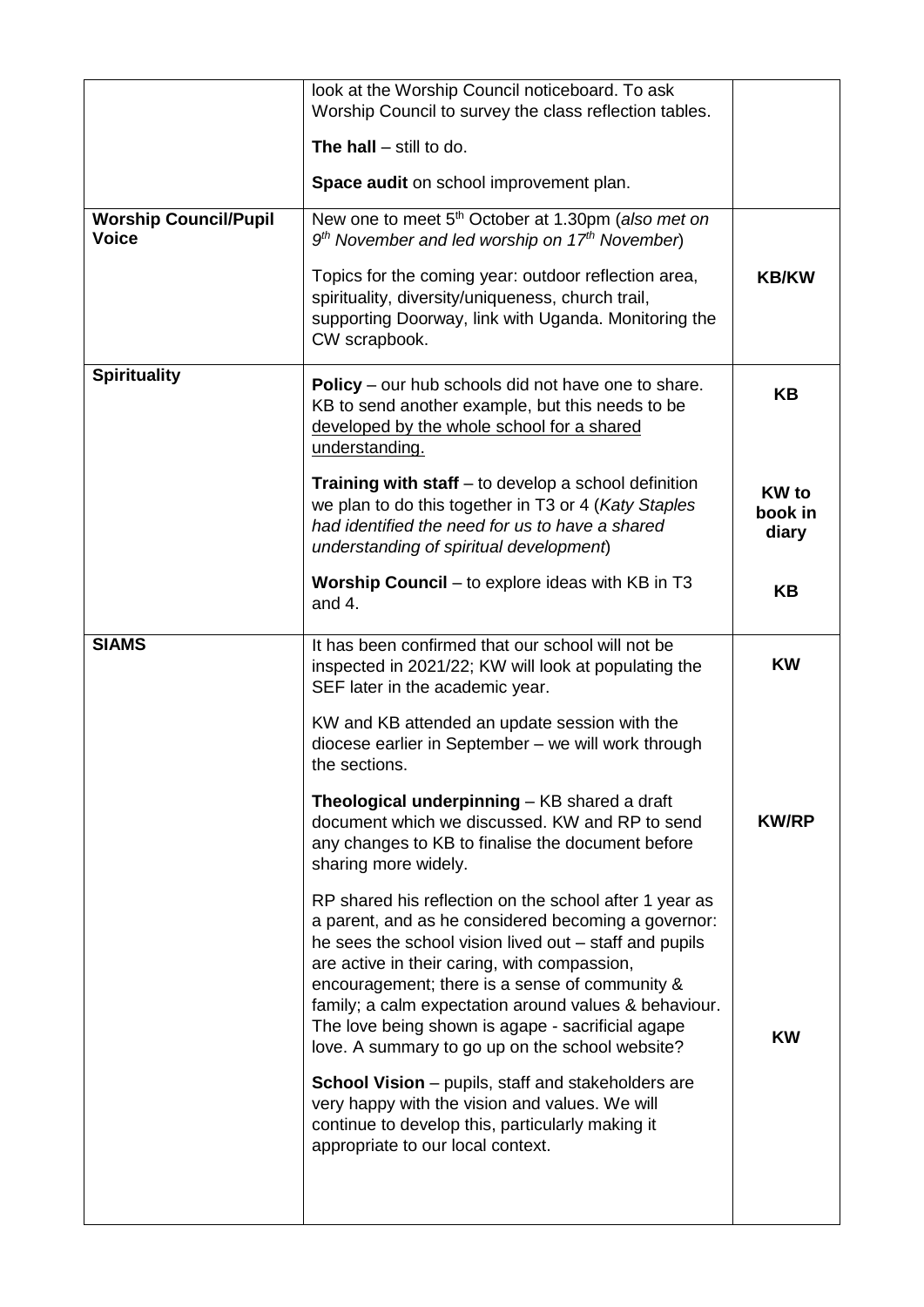|  |  |  |
|---|---|---|
|  | look at the Worship Council noticeboard. To ask Worship Council to survey the class reflection tables.<br><br>**The hall** – still to do.<br><br>**Space audit** on school improvement plan. |  |
| **Worship Council/Pupil Voice** | New one to meet 5th October at 1.30pm (*also met on 9th November and led worship on 17th November*)<br><br>Topics for the coming year: outdoor reflection area, spirituality, diversity/uniqueness, church trail, supporting Doorway, link with Uganda. Monitoring the CW scrapbook. | **KB/KW** |
| **Spirituality** | **Policy** – our hub schools did not have one to share. KB to send another example, but this needs to be <u>developed by the whole school for a shared understanding.</u><br><br>**Training with staff** – to develop a school definition we plan to do this together in T3 or 4 (*Katy Staples had identified the need for us to have a shared understanding of spiritual development*)<br><br>**Worship Council** – to explore ideas with KB in T3 and 4. | **KB**<br><br>**KW to book in diary**<br><br>**KB** |
| **SIAMS** | It has been confirmed that our school will not be inspected in 2021/22; KW will look at populating the SEF later in the academic year.<br><br>KW and KB attended an update session with the diocese earlier in September – we will work through the sections.<br><br>**Theological underpinning** – KB shared a draft document which we discussed. KW and RP to send any changes to KB to finalise the document before sharing more widely.<br><br>RP shared his reflection on the school after 1 year as a parent, and as he considered becoming a governor: he sees the school vision lived out – staff and pupils are active in their caring, with compassion, encouragement; there is a sense of community & family; a calm expectation around values & behaviour. The love being shown is agape - sacrificial agape love. A summary to go up on the school website?<br><br>**School Vision** – pupils, staff and stakeholders are very happy with the vision and values. We will continue to develop this, particularly making it appropriate to our local context. | **KW**<br><br>**KW/RP**<br><br>**KW** |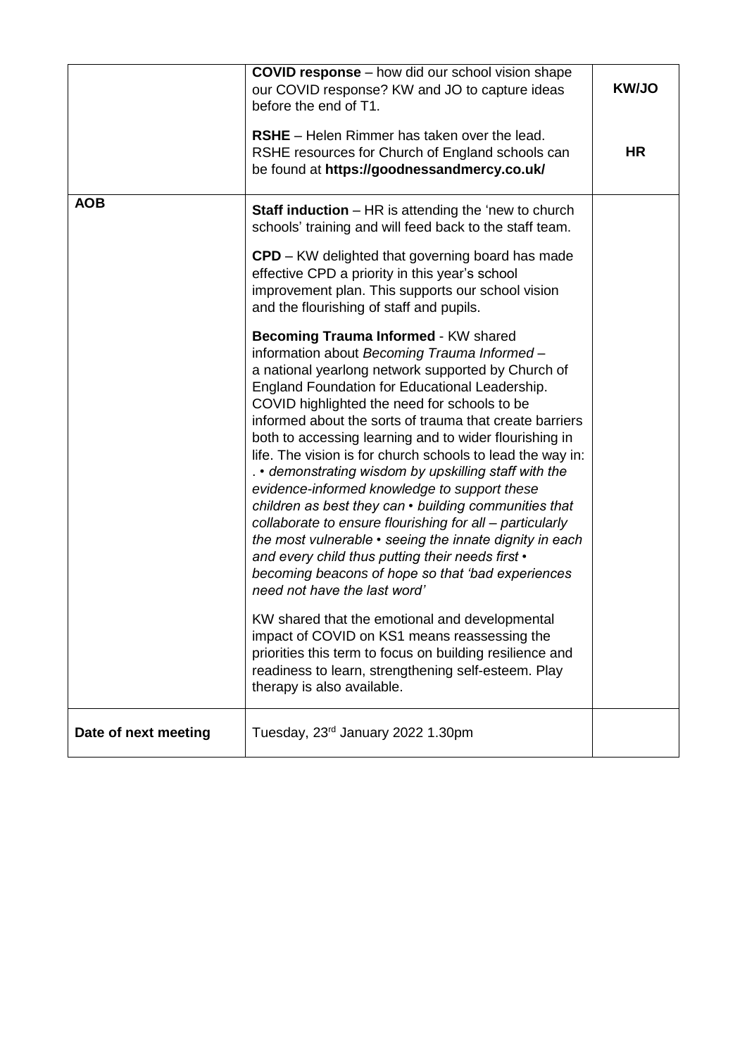| | | |
|---|---|---|
| | **COVID response** – how did our school vision shape our COVID response? KW and JO to capture ideas before the end of T1.<br><br>**RSHE** – Helen Rimmer has taken over the lead. RSHE resources for Church of England schools can be found at **https://goodnessandmercy.co.uk/** | **KW/JO**<br><br>**HR** |
| **AOB** | **Staff induction** – HR is attending the 'new to church schools' training and will feed back to the staff team.<br><br>**CPD** – KW delighted that governing board has made effective CPD a priority in this year's school improvement plan. This supports our school vision and the flourishing of staff and pupils.<br><br>**Becoming Trauma Informed** - KW shared information about *Becoming Trauma Informed* – a national yearlong network supported by Church of England Foundation for Educational Leadership. COVID highlighted the need for schools to be informed about the sorts of trauma that create barriers both to accessing learning and to wider flourishing in life. The vision is for church schools to lead the way in: . • *demonstrating wisdom by upskilling staff with the evidence-informed knowledge to support these children as best they can • building communities that collaborate to ensure flourishing for all – particularly the most vulnerable • seeing the innate dignity in each and every child thus putting their needs first • becoming beacons of hope so that 'bad experiences need not have the last word'*<br><br>KW shared that the emotional and developmental impact of COVID on KS1 means reassessing the priorities this term to focus on building resilience and readiness to learn, strengthening self-esteem. Play therapy is also available. | |
| **Date of next meeting** | Tuesday, 23rd January 2022 1.30pm | |